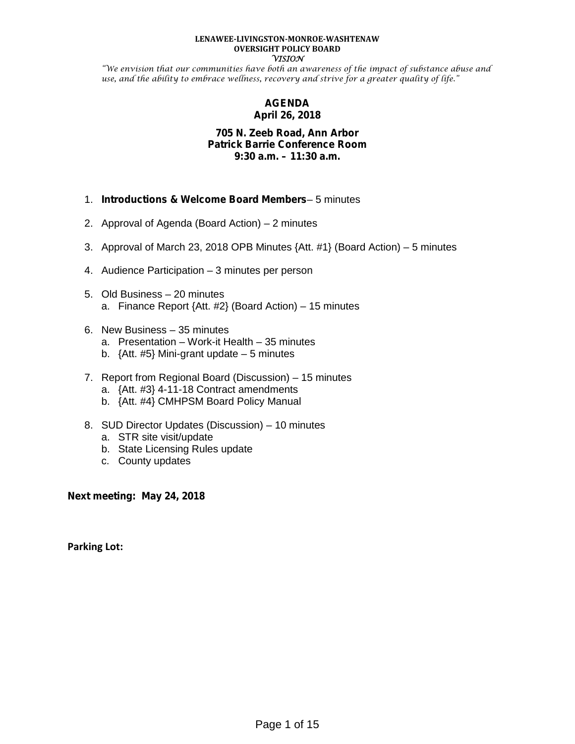**LENAWEE-LIVINGSTON-MONROE-WASHTENAW**
**OVERSIGHT POLICY BOARD**
*VISION*

*"We envision that our communities have both an awareness of the impact of substance abuse and use, and the ability to embrace wellness, recovery and strive for a greater quality of life."*

# AGENDA
## April 26, 2018

**705 N. Zeeb Road, Ann Arbor**
**Patrick Barrie Conference Room**
**9:30 a.m. – 11:30 a.m.**

1. **Introductions & Welcome Board Members**– 5 minutes
2. Approval of Agenda (Board Action) – 2 minutes
3. Approval of March 23, 2018 OPB Minutes {Att. #1} (Board Action) – 5 minutes
4. Audience Participation – 3 minutes per person
5. Old Business – 20 minutes
   a. Finance Report {Att. #2} (Board Action) – 15 minutes
6. New Business – 35 minutes
   a. Presentation – Work-it Health – 35 minutes
   b. {Att. #5} Mini-grant update – 5 minutes
7. Report from Regional Board (Discussion) – 15 minutes
   a. {Att. #3} 4-11-18 Contract amendments
   b. {Att. #4} CMHPSM Board Policy Manual
8. SUD Director Updates (Discussion) – 10 minutes
   a. STR site visit/update
   b. State Licensing Rules update
   c. County updates

**Next meeting: May 24, 2018**

**Parking Lot:**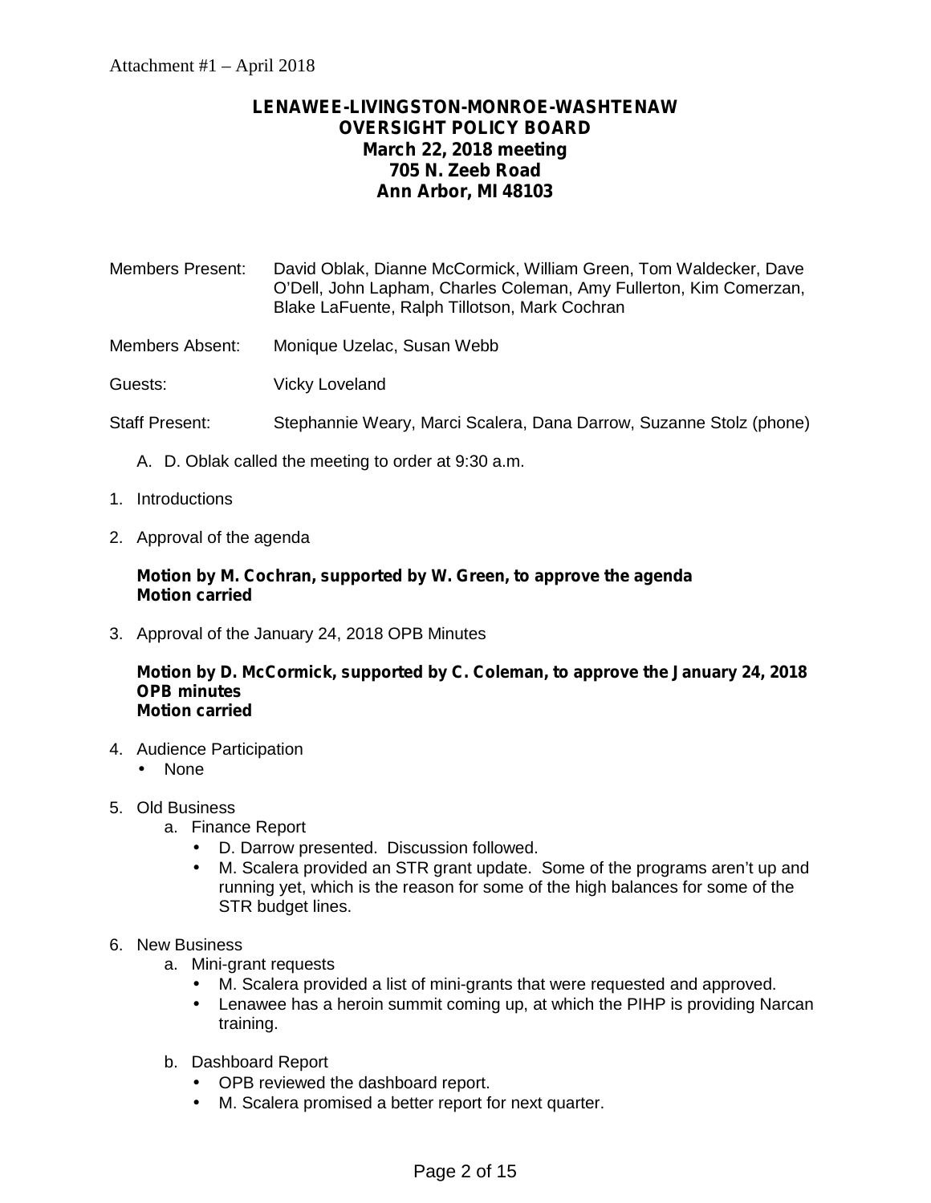Attachment #1 – April 2018

**LENAWEE-LIVINGSTON-MONROE-WASHTENAW**
**OVERSIGHT POLICY BOARD**
**March 22, 2018 meeting**
**705 N. Zeeb Road**
**Ann Arbor, MI 48103**

Members Present: David Oblak, Dianne McCormick, William Green, Tom Waldecker, Dave O'Dell, John Lapham, Charles Coleman, Amy Fullerton, Kim Comerzan, Blake LaFuente, Ralph Tillotson, Mark Cochran

Members Absent: Monique Uzelac, Susan Webb

Guests: Vicky Loveland

Staff Present: Stephannie Weary, Marci Scalera, Dana Darrow, Suzanne Stolz (phone)

A. D. Oblak called the meeting to order at 9:30 a.m.

1. Introductions

2. Approval of the agenda

   **Motion by M. Cochran, supported by W. Green, to approve the agenda**
   **Motion carried**

3. Approval of the January 24, 2018 OPB Minutes

   **Motion by D. McCormick, supported by C. Coleman, to approve the January 24, 2018 OPB minutes**
   **Motion carried**

4. Audience Participation
   - None

5. Old Business
   a. Finance Report
      - D. Darrow presented. Discussion followed.
      - M. Scalera provided an STR grant update. Some of the programs aren't up and running yet, which is the reason for some of the high balances for some of the STR budget lines.

6. New Business
   a. Mini-grant requests
      - M. Scalera provided a list of mini-grants that were requested and approved.
      - Lenawee has a heroin summit coming up, at which the PIHP is providing Narcan training.

   b. Dashboard Report
      - OPB reviewed the dashboard report.
      - M. Scalera promised a better report for next quarter.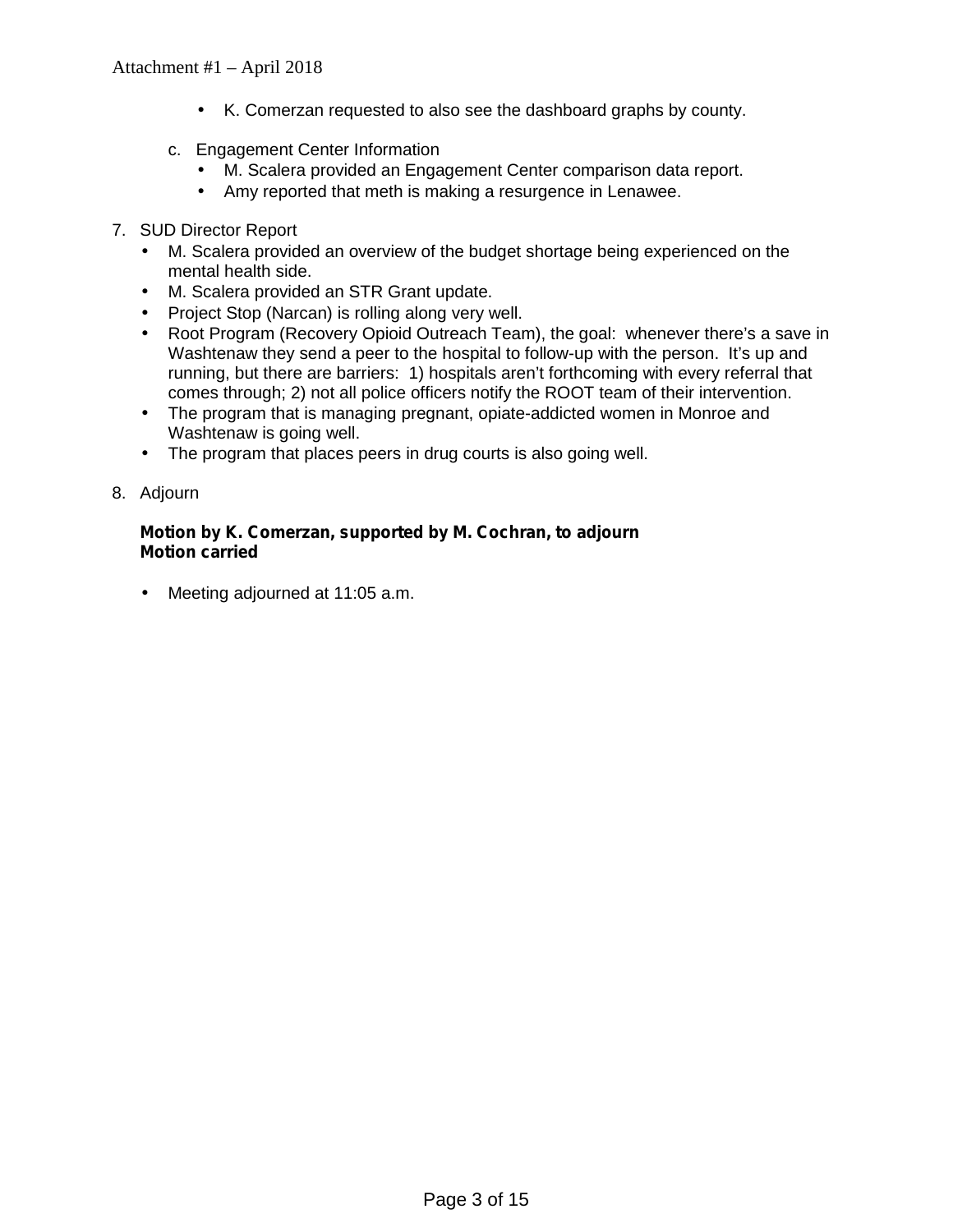- K. Comerzan requested to also see the dashboard graphs by county.

c. Engagement Center Information
   - M. Scalera provided an Engagement Center comparison data report.
   - Amy reported that meth is making a resurgence in Lenawee.

7. SUD Director Report
   - M. Scalera provided an overview of the budget shortage being experienced on the mental health side.
   - M. Scalera provided an STR Grant update.
   - Project Stop (Narcan) is rolling along very well.
   - Root Program (Recovery Opioid Outreach Team), the goal: whenever there's a save in Washtenaw they send a peer to the hospital to follow-up with the person. It's up and running, but there are barriers: 1) hospitals aren't forthcoming with every referral that comes through; 2) not all police officers notify the ROOT team of their intervention.
   - The program that is managing pregnant, opiate-addicted women in Monroe and Washtenaw is going well.
   - The program that places peers in drug courts is also going well.

8. Adjourn

   **Motion by K. Comerzan, supported by M. Cochran, to adjourn**
   **Motion carried**

   - Meeting adjourned at 11:05 a.m.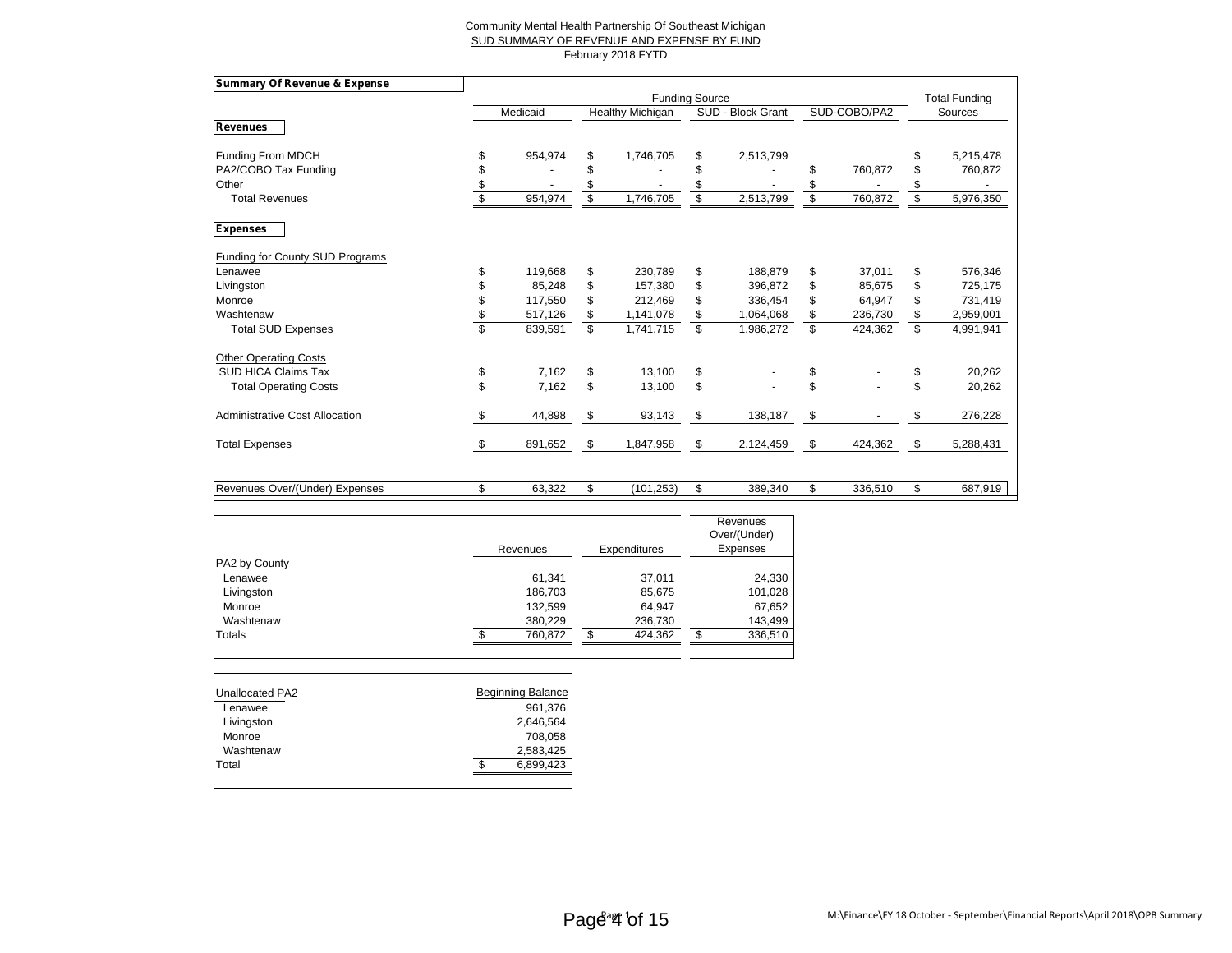Community Mental Health Partnership Of Southeast Michigan

SUD SUMMARY OF REVENUE AND EXPENSE BY FUND

February 2018 FYTD

| Summary Of Revenue & Expense | Funding Source | | | | Total Funding Sources |
|---|---|---|---|---|---|
| | Medicaid | Healthy Michigan | SUD - Block Grant | SUD-COBO/PA2 | |
| **Revenues** | | | | | |
| Funding From MDCH | $ 954,974 | $ 1,746,705 | $ 2,513,799 | | $ 5,215,478 |
| PA2/COBO Tax Funding | $ - | $ - | $ - | $ 760,872 | $ 760,872 |
| Other | $ - | $ - | $ - | $ - | $ - |
| Total Revenues | $ 954,974 | $ 1,746,705 | $ 2,513,799 | $ 760,872 | $ 5,976,350 |
| **Expenses** | | | | | |
| Funding for County SUD Programs | | | | | |
| Lenawee | $ 119,668 | $ 230,789 | $ 188,879 | $ 37,011 | $ 576,346 |
| Livingston | $ 85,248 | $ 157,380 | $ 396,872 | $ 85,675 | $ 725,175 |
| Monroe | $ 117,550 | $ 212,469 | $ 336,454 | $ 64,947 | $ 731,419 |
| Washtenaw | $ 517,126 | $ 1,141,078 | $ 1,064,068 | $ 236,730 | $ 2,959,001 |
| Total SUD Expenses | $ 839,591 | $ 1,741,715 | $ 1,986,272 | $ 424,362 | $ 4,991,941 |
| Other Operating Costs | | | | | |
| SUD HICA Claims Tax | $ 7,162 | $ 13,100 | $ - | $ - | $ 20,262 |
| Total Operating Costs | $ 7,162 | $ 13,100 | $ - | $ - | $ 20,262 |
| Administrative Cost Allocation | $ 44,898 | $ 93,143 | $ 138,187 | $ - | $ 276,228 |
| Total Expenses | $ 891,652 | $ 1,847,958 | $ 2,124,459 | $ 424,362 | $ 5,288,431 |
| Revenues Over/(Under) Expenses | $ 63,322 | $ (101,253) | $ 389,340 | $ 336,510 | $ 687,919 |

| | Revenues | Expenditures | Revenues Over/(Under) Expenses |
|---|---|---|---|
| PA2 by County | | | |
| Lenawee | 61,341 | 37,011 | 24,330 |
| Livingston | 186,703 | 85,675 | 101,028 |
| Monroe | 132,599 | 64,947 | 67,652 |
| Washtenaw | 380,229 | 236,730 | 143,499 |
| Totals | $ 760,872 | $ 424,362 | $ 336,510 |

| Unallocated PA2 | Beginning Balance |
|---|---|
| Lenawee | 961,376 |
| Livingston | 2,646,564 |
| Monroe | 708,058 |
| Washtenaw | 2,583,425 |
| Total | $ 6,899,423 |

M:\Finance\FY 18 October - September\Financial Reports\April 2018\OPB Summary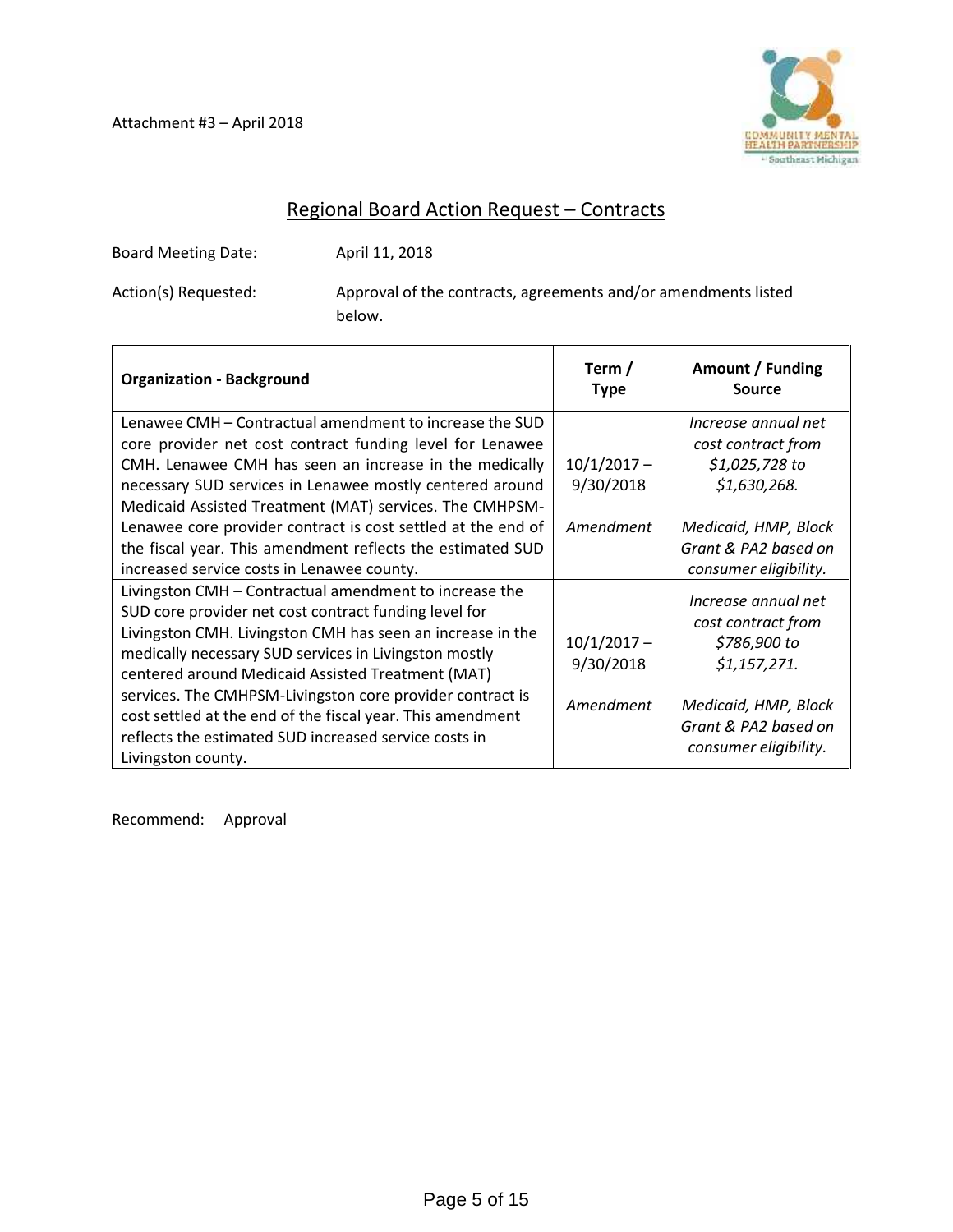Attachment #3 – April 2018

## Regional Board Action Request – Contracts

Board Meeting Date: April 11, 2018

Action(s) Requested: Approval of the contracts, agreements and/or amendments listed below.

| Organization - Background | Term / Type | Amount / Funding Source |
|---|---|---|
| Lenawee CMH – Contractual amendment to increase the SUD core provider net cost contract funding level for Lenawee CMH. Lenawee CMH has seen an increase in the medically necessary SUD services in Lenawee mostly centered around Medicaid Assisted Treatment (MAT) services. The CMHPSM-Lenawee core provider contract is cost settled at the end of the fiscal year. This amendment reflects the estimated SUD increased service costs in Lenawee county. | 10/1/2017 – 9/30/2018<br><br>*Amendment* | *Increase annual net cost contract from $1,025,728 to $1,630,268.*<br><br>*Medicaid, HMP, Block Grant & PA2 based on consumer eligibility.* |
| Livingston CMH – Contractual amendment to increase the SUD core provider net cost contract funding level for Livingston CMH. Livingston CMH has seen an increase in the medically necessary SUD services in Livingston mostly centered around Medicaid Assisted Treatment (MAT) services. The CMHPSM-Livingston core provider contract is cost settled at the end of the fiscal year. This amendment reflects the estimated SUD increased service costs in Livingston county. | 10/1/2017 – 9/30/2018<br><br>*Amendment* | *Increase annual net cost contract from $786,900 to $1,157,271.*<br><br>*Medicaid, HMP, Block Grant & PA2 based on consumer eligibility.* |

Recommend: Approval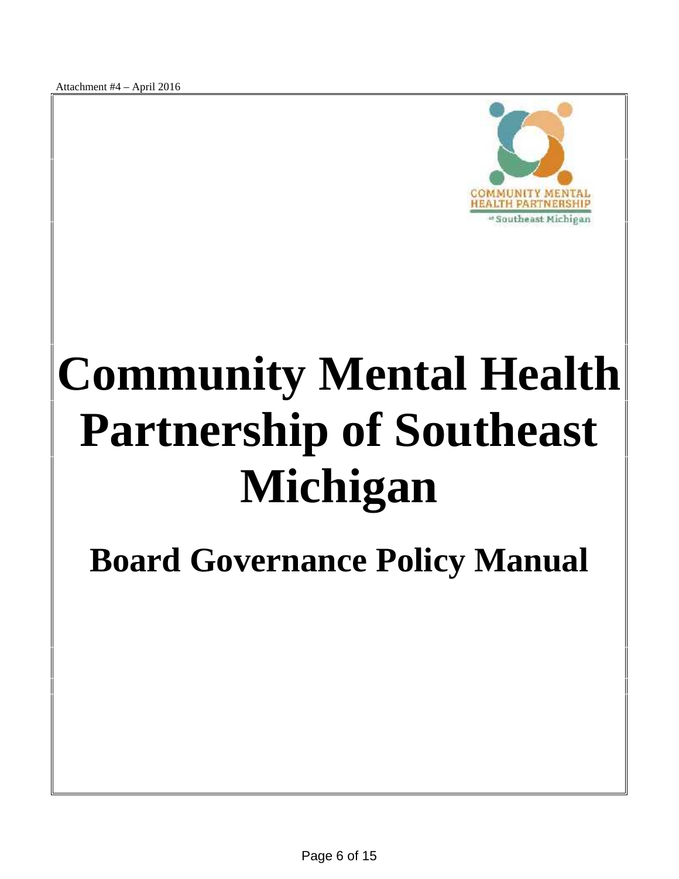Attachment #4 – April 2016

# Community Mental Health Partnership of Southeast Michigan

## Board Governance Policy Manual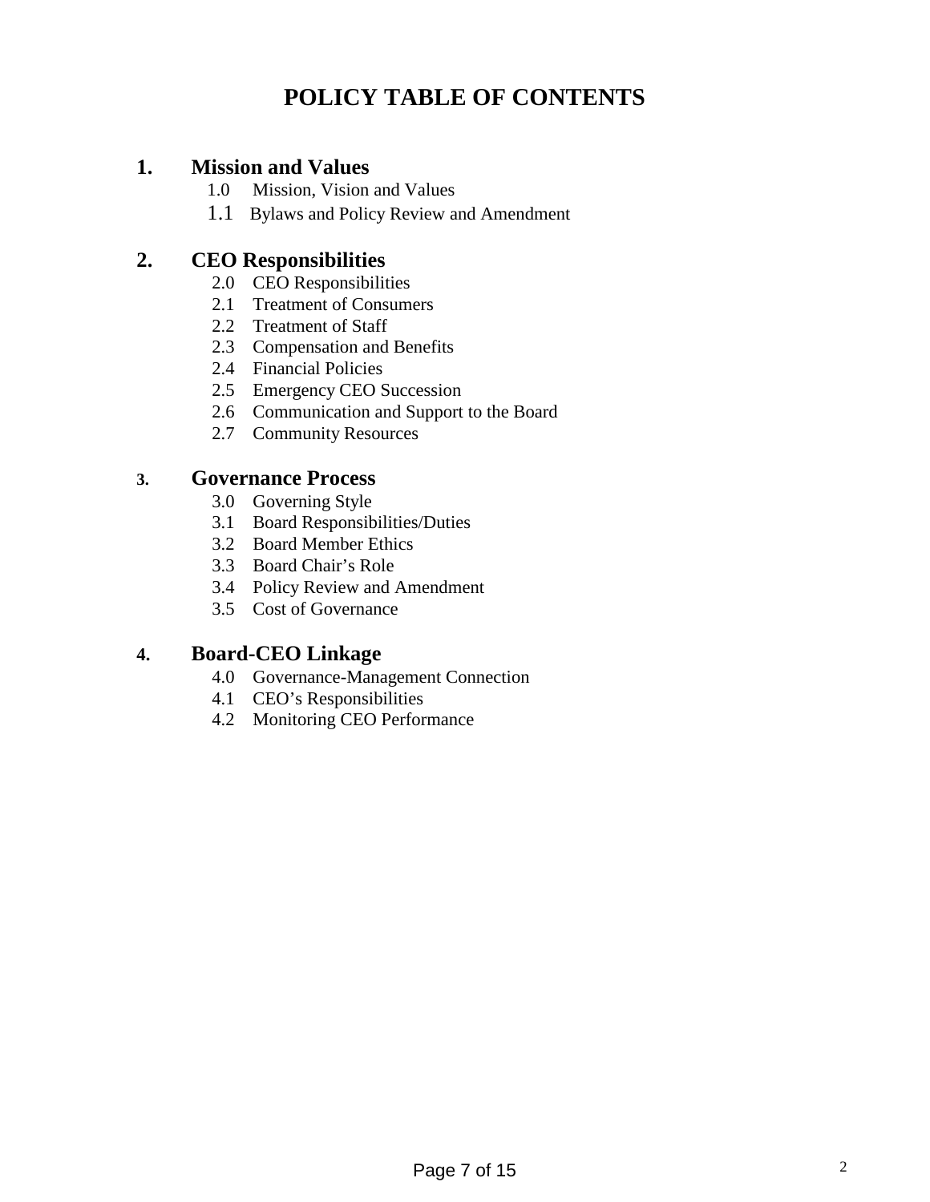# POLICY TABLE OF CONTENTS

## 1. Mission and Values

- 1.0 Mission, Vision and Values
- 1.1 Bylaws and Policy Review and Amendment

## 2. CEO Responsibilities

- 2.0 CEO Responsibilities
- 2.1 Treatment of Consumers
- 2.2 Treatment of Staff
- 2.3 Compensation and Benefits
- 2.4 Financial Policies
- 2.5 Emergency CEO Succession
- 2.6 Communication and Support to the Board
- 2.7 Community Resources

## 3. Governance Process

- 3.0 Governing Style
- 3.1 Board Responsibilities/Duties
- 3.2 Board Member Ethics
- 3.3 Board Chair's Role
- 3.4 Policy Review and Amendment
- 3.5 Cost of Governance

## 4. Board-CEO Linkage

- 4.0 Governance-Management Connection
- 4.1 CEO's Responsibilities
- 4.2 Monitoring CEO Performance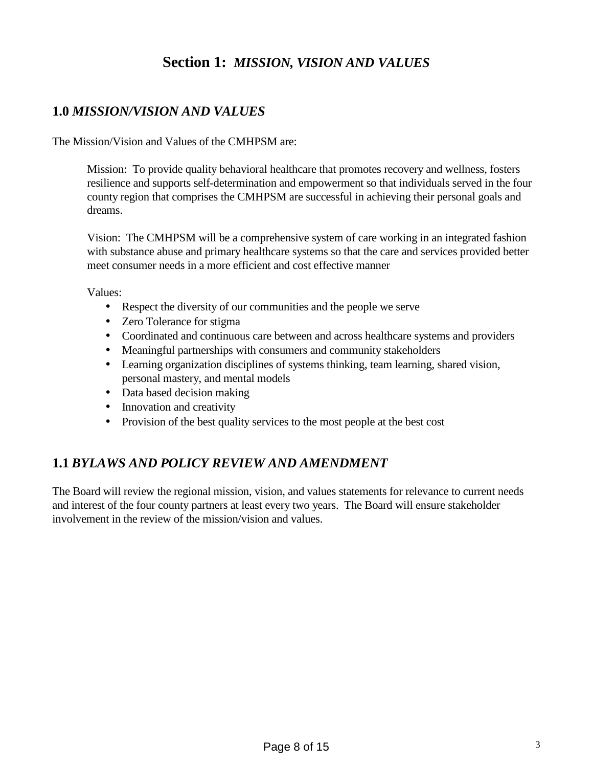# Section 1: *MISSION, VISION AND VALUES*

## 1.0 *MISSION/VISION AND VALUES*

The Mission/Vision and Values of the CMHPSM are:

Mission: To provide quality behavioral healthcare that promotes recovery and wellness, fosters resilience and supports self-determination and empowerment so that individuals served in the four county region that comprises the CMHPSM are successful in achieving their personal goals and dreams.

Vision: The CMHPSM will be a comprehensive system of care working in an integrated fashion with substance abuse and primary healthcare systems so that the care and services provided better meet consumer needs in a more efficient and cost effective manner

Values:

- Respect the diversity of our communities and the people we serve
- Zero Tolerance for stigma
- Coordinated and continuous care between and across healthcare systems and providers
- Meaningful partnerships with consumers and community stakeholders
- Learning organization disciplines of systems thinking, team learning, shared vision, personal mastery, and mental models
- Data based decision making
- Innovation and creativity
- Provision of the best quality services to the most people at the best cost

## 1.1 *BYLAWS AND POLICY REVIEW AND AMENDMENT*

The Board will review the regional mission, vision, and values statements for relevance to current needs and interest of the four county partners at least every two years. The Board will ensure stakeholder involvement in the review of the mission/vision and values.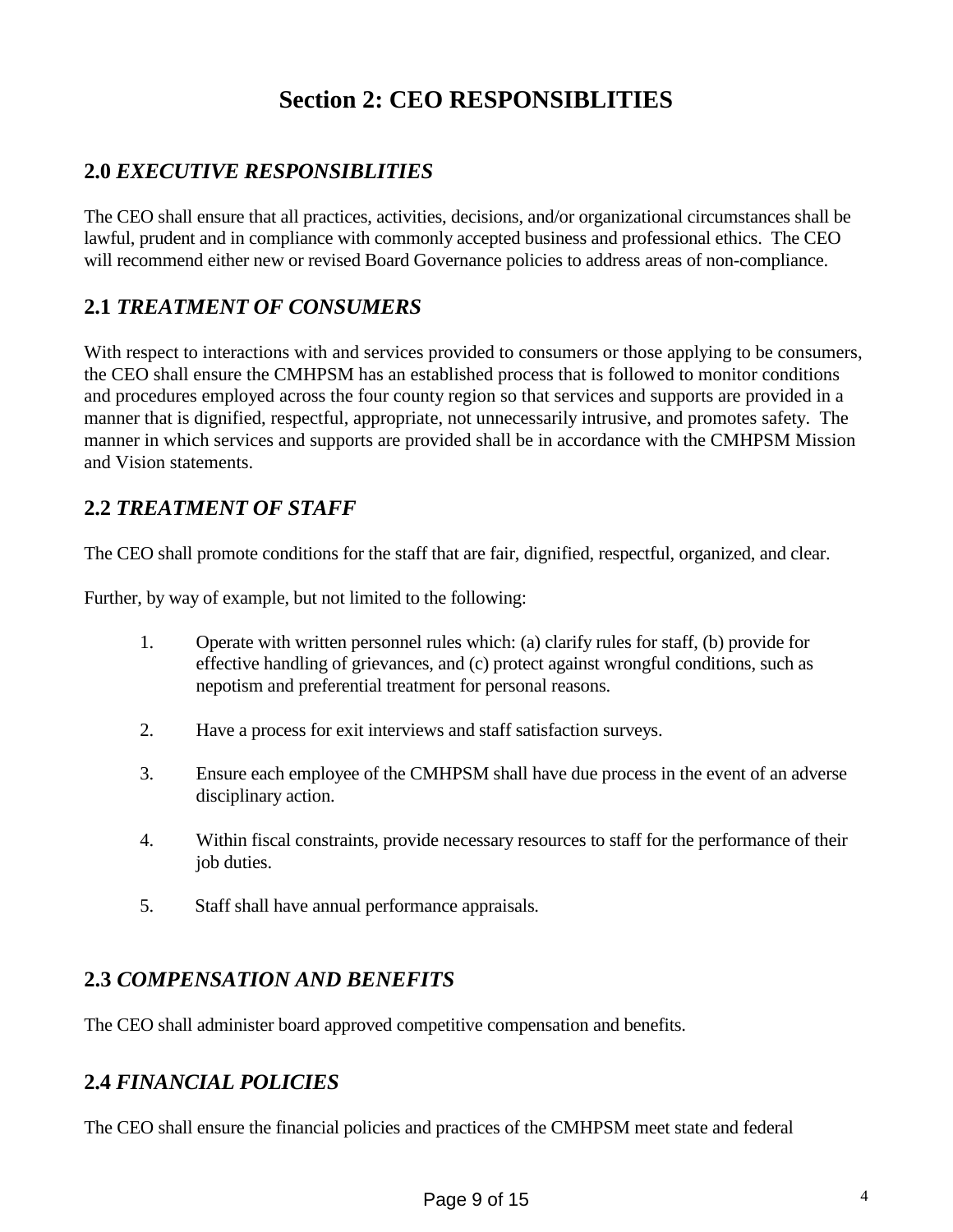# Section 2: CEO RESPONSIBLITIES

## 2.0 *EXECUTIVE RESPONSIBLITIES*

The CEO shall ensure that all practices, activities, decisions, and/or organizational circumstances shall be lawful, prudent and in compliance with commonly accepted business and professional ethics. The CEO will recommend either new or revised Board Governance policies to address areas of non-compliance.

## 2.1 *TREATMENT OF CONSUMERS*

With respect to interactions with and services provided to consumers or those applying to be consumers, the CEO shall ensure the CMHPSM has an established process that is followed to monitor conditions and procedures employed across the four county region so that services and supports are provided in a manner that is dignified, respectful, appropriate, not unnecessarily intrusive, and promotes safety. The manner in which services and supports are provided shall be in accordance with the CMHPSM Mission and Vision statements.

## 2.2 *TREATMENT OF STAFF*

The CEO shall promote conditions for the staff that are fair, dignified, respectful, organized, and clear.

Further, by way of example, but not limited to the following:

1. Operate with written personnel rules which: (a) clarify rules for staff, (b) provide for effective handling of grievances, and (c) protect against wrongful conditions, such as nepotism and preferential treatment for personal reasons.

2. Have a process for exit interviews and staff satisfaction surveys.

3. Ensure each employee of the CMHPSM shall have due process in the event of an adverse disciplinary action.

4. Within fiscal constraints, provide necessary resources to staff for the performance of their job duties.

5. Staff shall have annual performance appraisals.

## 2.3 *COMPENSATION AND BENEFITS*

The CEO shall administer board approved competitive compensation and benefits.

## 2.4 *FINANCIAL POLICIES*

The CEO shall ensure the financial policies and practices of the CMHPSM meet state and federal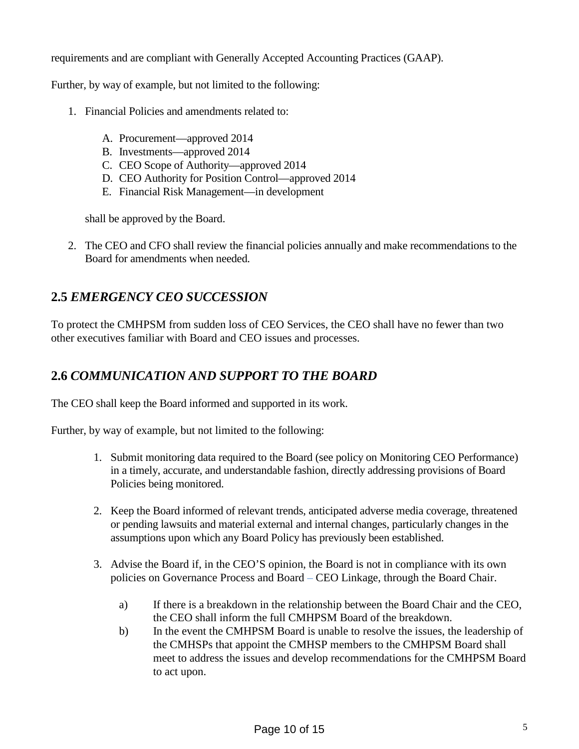requirements and are compliant with Generally Accepted Accounting Practices (GAAP).

Further, by way of example, but not limited to the following:

1. Financial Policies and amendments related to:

   A. Procurement—approved 2014
   B. Investments—approved 2014
   C. CEO Scope of Authority—approved 2014
   D. CEO Authority for Position Control—approved 2014
   E. Financial Risk Management—in development

   shall be approved by the Board.

2. The CEO and CFO shall review the financial policies annually and make recommendations to the Board for amendments when needed.

## 2.5 *EMERGENCY CEO SUCCESSION*

To protect the CMHPSM from sudden loss of CEO Services, the CEO shall have no fewer than two other executives familiar with Board and CEO issues and processes.

## 2.6 *COMMUNICATION AND SUPPORT TO THE BOARD*

The CEO shall keep the Board informed and supported in its work.

Further, by way of example, but not limited to the following:

1. Submit monitoring data required to the Board (see policy on Monitoring CEO Performance) in a timely, accurate, and understandable fashion, directly addressing provisions of Board Policies being monitored.

2. Keep the Board informed of relevant trends, anticipated adverse media coverage, threatened or pending lawsuits and material external and internal changes, particularly changes in the assumptions upon which any Board Policy has previously been established.

3. Advise the Board if, in the CEO'S opinion, the Board is not in compliance with its own policies on Governance Process and Board – CEO Linkage, through the Board Chair.

   a) If there is a breakdown in the relationship between the Board Chair and the CEO, the CEO shall inform the full CMHPSM Board of the breakdown.
   b) In the event the CMHPSM Board is unable to resolve the issues, the leadership of the CMHSPs that appoint the CMHSP members to the CMHPSM Board shall meet to address the issues and develop recommendations for the CMHPSM Board to act upon.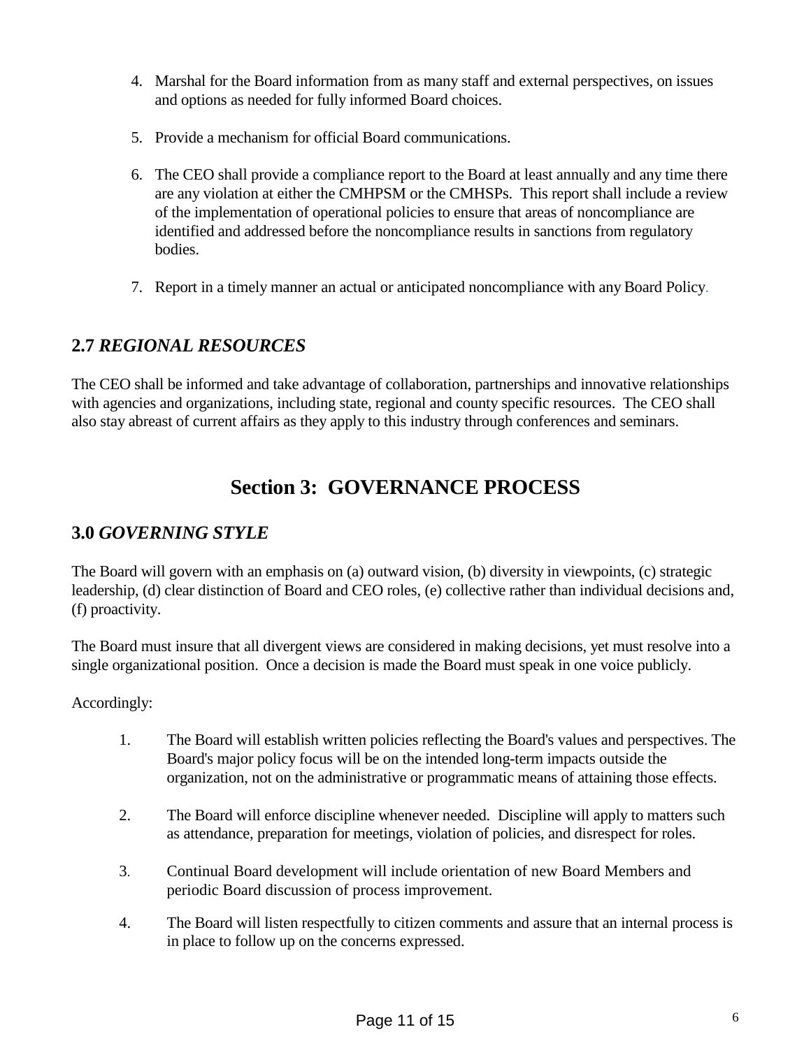4. Marshal for the Board information from as many staff and external perspectives, on issues and options as needed for fully informed Board choices.

5. Provide a mechanism for official Board communications.

6. The CEO shall provide a compliance report to the Board at least annually and any time there are any violation at either the CMHPSM or the CMHSPs. This report shall include a review of the implementation of operational policies to ensure that areas of noncompliance are identified and addressed before the noncompliance results in sanctions from regulatory bodies.

7. Report in a timely manner an actual or anticipated noncompliance with any Board Policy.

### 2.7 *REGIONAL RESOURCES*

The CEO shall be informed and take advantage of collaboration, partnerships and innovative relationships with agencies and organizations, including state, regional and county specific resources. The CEO shall also stay abreast of current affairs as they apply to this industry through conferences and seminars.

## Section 3: GOVERNANCE PROCESS

### 3.0 *GOVERNING STYLE*

The Board will govern with an emphasis on (a) outward vision, (b) diversity in viewpoints, (c) strategic leadership, (d) clear distinction of Board and CEO roles, (e) collective rather than individual decisions and, (f) proactivity.

The Board must insure that all divergent views are considered in making decisions, yet must resolve into a single organizational position. Once a decision is made the Board must speak in one voice publicly.

Accordingly:

1. The Board will establish written policies reflecting the Board's values and perspectives. The Board's major policy focus will be on the intended long-term impacts outside the organization, not on the administrative or programmatic means of attaining those effects.

2. The Board will enforce discipline whenever needed. Discipline will apply to matters such as attendance, preparation for meetings, violation of policies, and disrespect for roles.

3. Continual Board development will include orientation of new Board Members and periodic Board discussion of process improvement.

4. The Board will listen respectfully to citizen comments and assure that an internal process is in place to follow up on the concerns expressed.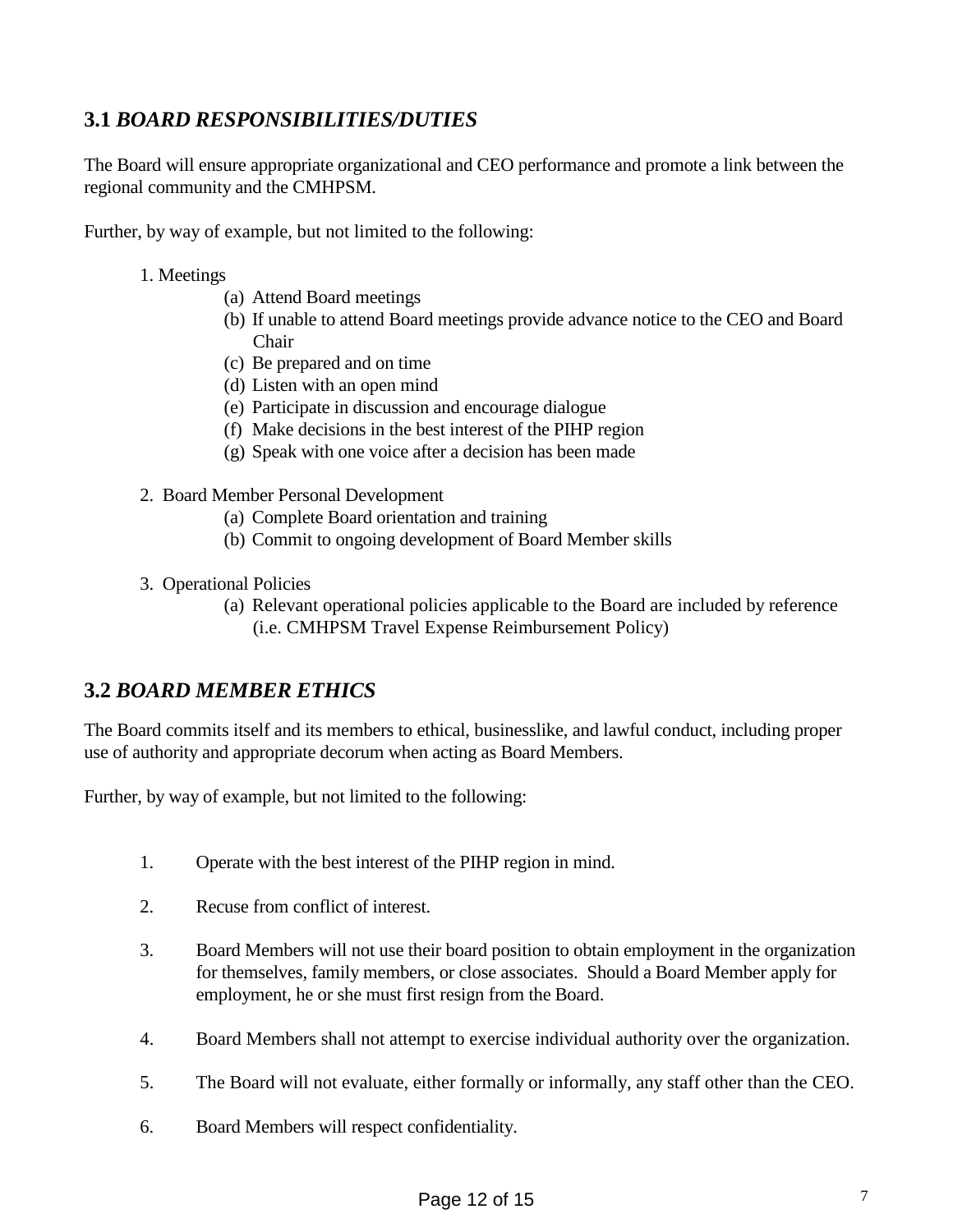## 3.1 *BOARD RESPONSIBILITIES/DUTIES*

The Board will ensure appropriate organizational and CEO performance and promote a link between the regional community and the CMHPSM.

Further, by way of example, but not limited to the following:

1. Meetings
   - (a) Attend Board meetings
   - (b) If unable to attend Board meetings provide advance notice to the CEO and Board Chair
   - (c) Be prepared and on time
   - (d) Listen with an open mind
   - (e) Participate in discussion and encourage dialogue
   - (f) Make decisions in the best interest of the PIHP region
   - (g) Speak with one voice after a decision has been made

2. Board Member Personal Development
   - (a) Complete Board orientation and training
   - (b) Commit to ongoing development of Board Member skills

3. Operational Policies
   - (a) Relevant operational policies applicable to the Board are included by reference (i.e. CMHPSM Travel Expense Reimbursement Policy)

## 3.2 *BOARD MEMBER ETHICS*

The Board commits itself and its members to ethical, businesslike, and lawful conduct, including proper use of authority and appropriate decorum when acting as Board Members.

Further, by way of example, but not limited to the following:

1. Operate with the best interest of the PIHP region in mind.

2. Recuse from conflict of interest.

3. Board Members will not use their board position to obtain employment in the organization for themselves, family members, or close associates. Should a Board Member apply for employment, he or she must first resign from the Board.

4. Board Members shall not attempt to exercise individual authority over the organization.

5. The Board will not evaluate, either formally or informally, any staff other than the CEO.

6. Board Members will respect confidentiality.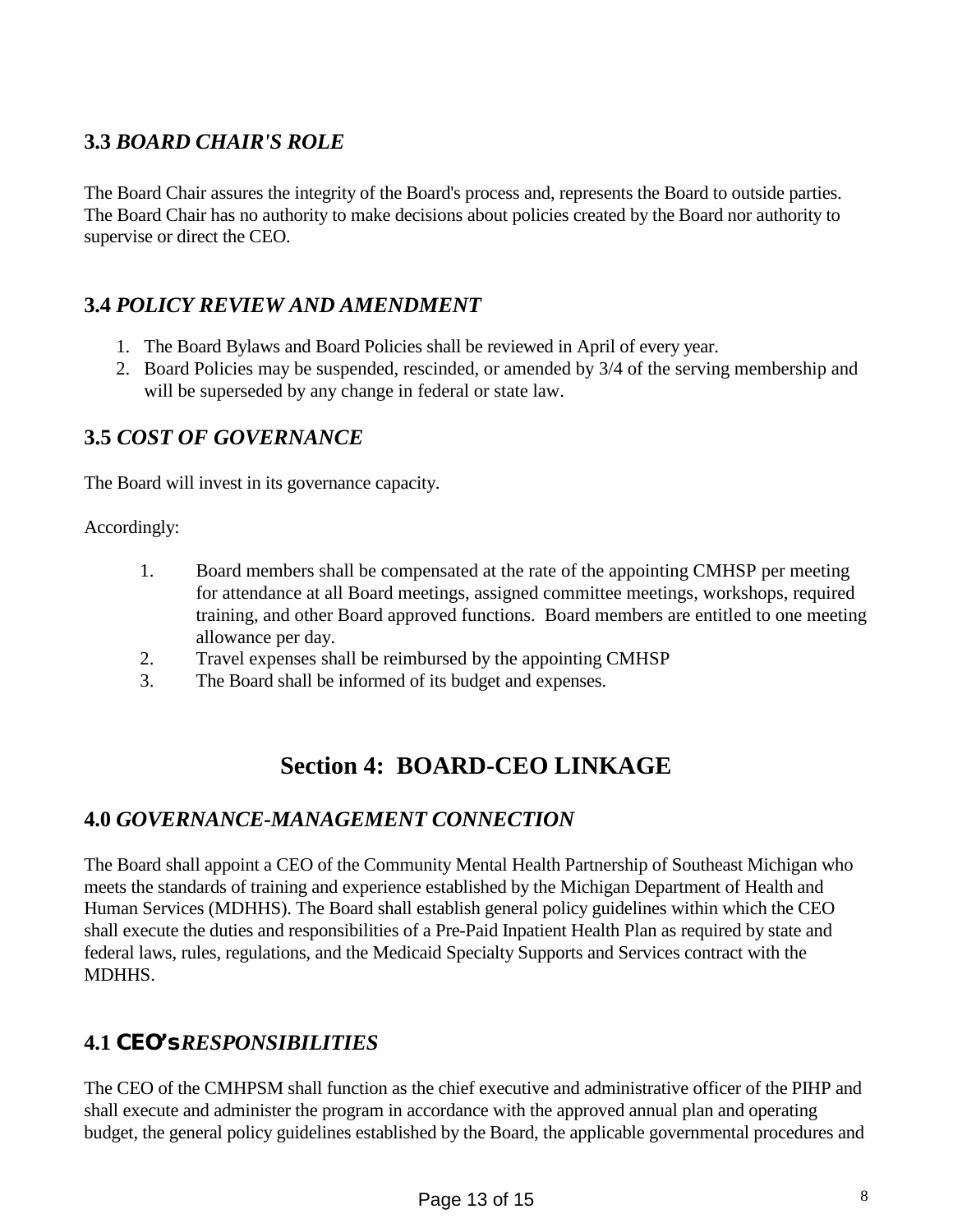### 3.3 *BOARD CHAIR'S ROLE*

The Board Chair assures the integrity of the Board's process and, represents the Board to outside parties. The Board Chair has no authority to make decisions about policies created by the Board nor authority to supervise or direct the CEO.

### 3.4 *POLICY REVIEW AND AMENDMENT*

1. The Board Bylaws and Board Policies shall be reviewed in April of every year.
2. Board Policies may be suspended, rescinded, or amended by 3/4 of the serving membership and will be superseded by any change in federal or state law.

### 3.5 *COST OF GOVERNANCE*

The Board will invest in its governance capacity.

Accordingly:

1. Board members shall be compensated at the rate of the appointing CMHSP per meeting for attendance at all Board meetings, assigned committee meetings, workshops, required training, and other Board approved functions. Board members are entitled to one meeting allowance per day.
2. Travel expenses shall be reimbursed by the appointing CMHSP
3. The Board shall be informed of its budget and expenses.

## Section 4: BOARD-CEO LINKAGE

### 4.0 *GOVERNANCE-MANAGEMENT CONNECTION*

The Board shall appoint a CEO of the Community Mental Health Partnership of Southeast Michigan who meets the standards of training and experience established by the Michigan Department of Health and Human Services (MDHHS). The Board shall establish general policy guidelines within which the CEO shall execute the duties and responsibilities of a Pre-Paid Inpatient Health Plan as required by state and federal laws, rules, regulations, and the Medicaid Specialty Supports and Services contract with the MDHHS.

### 4.1 **CEO's** *RESPONSIBILITIES*

The CEO of the CMHPSM shall function as the chief executive and administrative officer of the PIHP and shall execute and administer the program in accordance with the approved annual plan and operating budget, the general policy guidelines established by the Board, the applicable governmental procedures and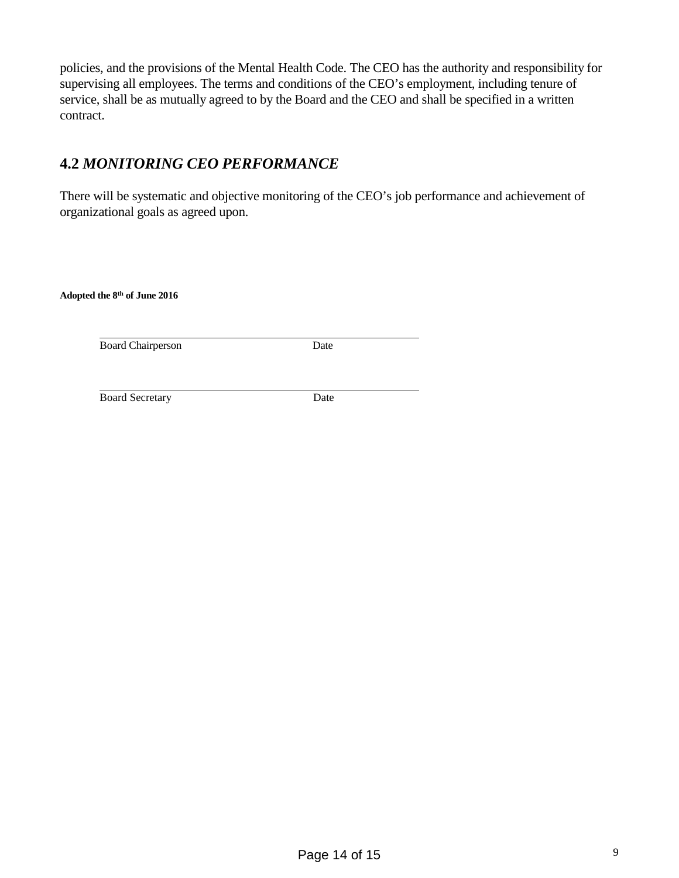policies, and the provisions of the Mental Health Code. The CEO has the authority and responsibility for supervising all employees. The terms and conditions of the CEO's employment, including tenure of service, shall be as mutually agreed to by the Board and the CEO and shall be specified in a written contract.

## 4.2 *MONITORING CEO PERFORMANCE*

There will be systematic and objective monitoring of the CEO's job performance and achievement of organizational goals as agreed upon.

**Adopted the 8th of June 2016**

_______________________________________________

Board Chairperson                              Date

_______________________________________________

Board Secretary                                Date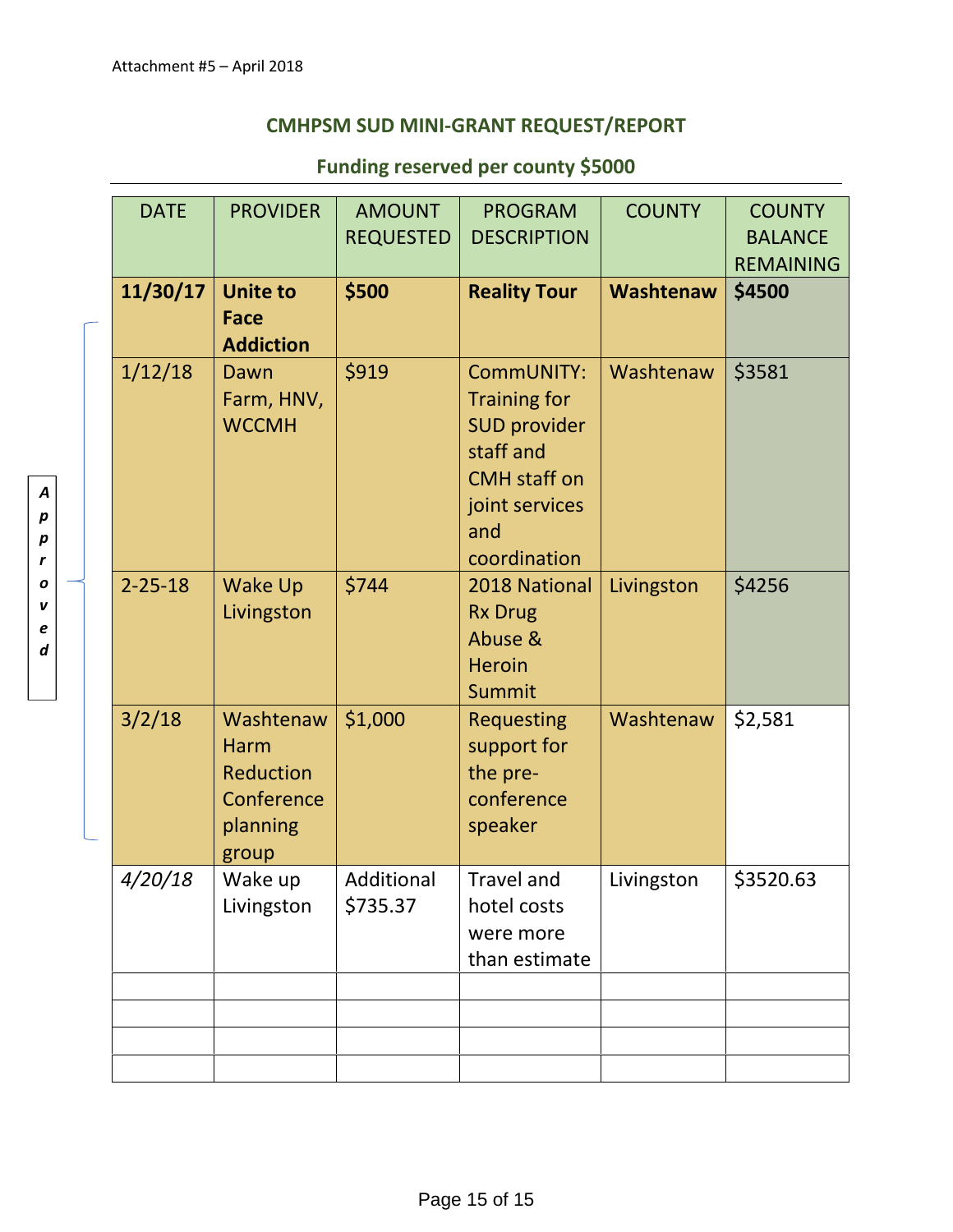Attachment #5 – April 2018

## CMHPSM SUD MINI-GRANT REQUEST/REPORT

### Funding reserved per county $5000

*Approved*

| DATE | PROVIDER | AMOUNT REQUESTED | PROGRAM DESCRIPTION | COUNTY | COUNTY BALANCE REMAINING |
| --- | --- | --- | --- | --- | --- |
| **11/30/17** | **Unite to Face Addiction** | **$500** | **Reality Tour** | **Washtenaw** | **$4500** |
| 1/12/18 | Dawn Farm, HNV, WCCMH | $919 | CommUNITY: Training for SUD provider staff and CMH staff on joint services and coordination | Washtenaw | $3581 |
| 2-25-18 | Wake Up Livingston | $744 | 2018 National Rx Drug Abuse & Heroin Summit | Livingston | $4256 |
| 3/2/18 | Washtenaw Harm Reduction Conference planning group | $1,000 | Requesting support for the pre-conference speaker | Washtenaw | $2,581 |
| *4/20/18* | Wake up Livingston | Additional $735.37 | Travel and hotel costs were more than estimate | Livingston | $3520.63 |
| | | | | | |
| | | | | | |
| | | | | | |
| | | | | | |